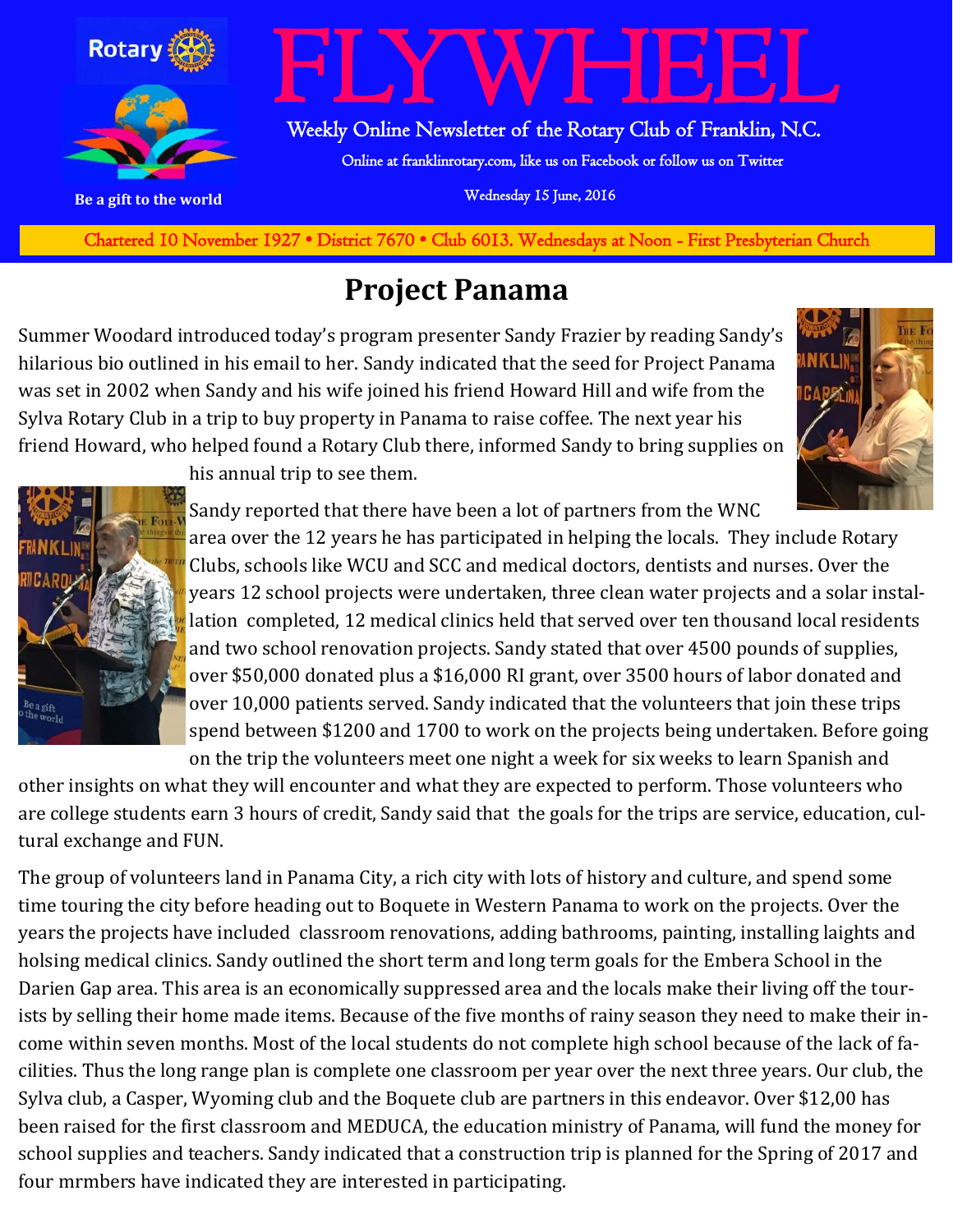# FLYWHEEL

Rotary

Be a gift to the world

Weekly Online Newsletter of the Rotary Club of Franklin, N.C.

Online at franklinrotary.com, like us on Facebook or follow us on Twitter

Wednesday 15 June, 2016

Chartered 10 November 1927 • District 7670 • Club 6013. Wednesdays at Noon - First Presbyterian Church

## Project Panama

Summer Woodard introduced today's program presenter Sandy Frazier by reading Sandy's hilarious bio outlined in his email to her. Sandy indicated that the seed for Project Panama was set in 2002 when Sandy and his wife joined his friend Howard Hill and wife from the Sylva Rotary Club in a trip to buy property in Panama to raise coffee. The next year his friend Howard, who helped found a Rotary Club there, informed Sandy to bring supplies on his annual trip to see them.

Sandy reported that there have been a lot of partners from the WNC area over the 12 years he has participated in helping the locals. They include Rotary Clubs, schools like WCU and SCC and medical doctors, dentists and nurses. Over the years 12 school projects were undertaken, three clean water projects and a solar installation completed, 12 medical clinics held that served over ten thousand local residents and two school renovation projects. Sandy stated that over 4500 pounds of supplies, over $50,000 donated plus a $16,000 RI grant, over 3500 hours of labor donated and over 10,000 patients served. Sandy indicated that the volunteers that join these trips spend between $1200 and 1700 to work on the projects being undertaken. Before going on the trip the volunteers meet one night a week for six weeks to learn Spanish and other insights on what they will encounter and what they are expected to perform. Those volunteers who are college students earn 3 hours of credit, Sandy said that the goals for the trips are service, education, cultural exchange and FUN.

The group of volunteers land in Panama City, a rich city with lots of history and culture, and spend some time touring the city before heading out to Boquete in Western Panama to work on the projects. Over the years the projects have included classroom renovations, adding bathrooms, painting, installing laights and holsing medical clinics. Sandy outlined the short term and long term goals for the Embera School in the Darien Gap area. This area is an economically suppressed area and the locals make their living off the tourists by selling their home made items. Because of the five months of rainy season they need to make their income within seven months. Most of the local students do not complete high school because of the lack of facilities. Thus the long range plan is complete one classroom per year over the next three years. Our club, the Sylva club, a Casper, Wyoming club and the Boquete club are partners in this endeavor. Over $12,00 has been raised for the first classroom and MEDUCA, the education ministry of Panama, will fund the money for school supplies and teachers. Sandy indicated that a construction trip is planned for the Spring of 2017 and four mrmbers have indicated they are interested in participating.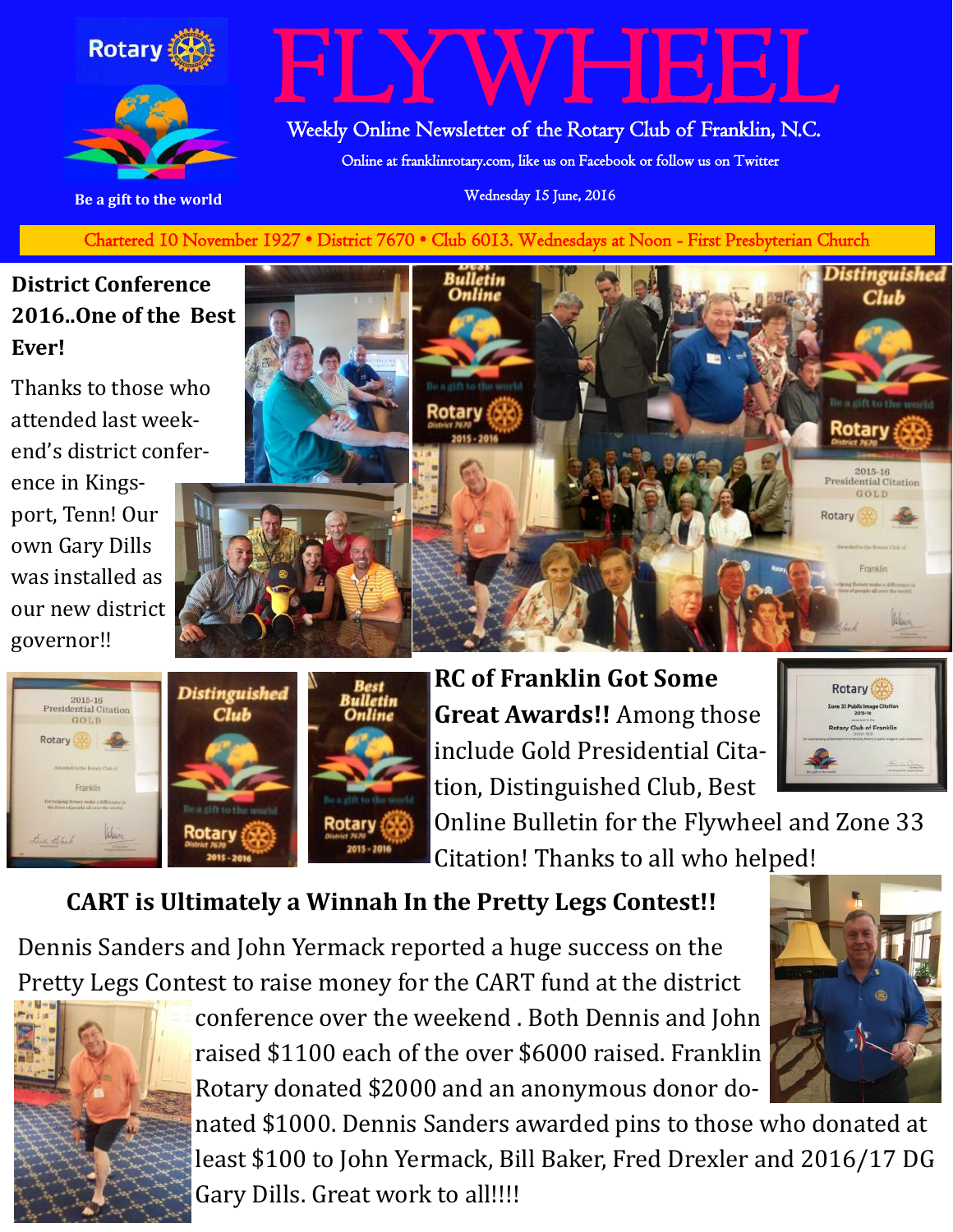# FLYWHEEL

Weekly Online Newsletter of the Rotary Club of Franklin, N.C.

Online at franklinrotary.com, like us on Facebook or follow us on Twitter

Wednesday 15 June, 2016

Be a gift to the world

Chartered 10 November 1927 • District 7670 • Club 6013. Wednesdays at Noon - First Presbyterian Church

## District Conference 2016..One of the Best Ever!

Thanks to those who attended last weekend's district conference in Kingsport, Tenn! Our own Gary Dills was installed as our new district governor!!

**RC of Franklin Got Some Great Awards!!** Among those include Gold Presidential Citation, Distinguished Club, Best Online Bulletin for the Flywheel and Zone 33 Citation! Thanks to all who helped!

## CART is Ultimately a Winnah In the Pretty Legs Contest!!

Dennis Sanders and John Yermack reported a huge success on the Pretty Legs Contest to raise money for the CART fund at the district conference over the weekend . Both Dennis and John raised $1100 each of the over $6000 raised. Franklin Rotary donated $2000 and an anonymous donor donated $1000. Dennis Sanders awarded pins to those who donated at least $100 to John Yermack, Bill Baker, Fred Drexler and 2016/17 DG Gary Dills. Great work to all!!!!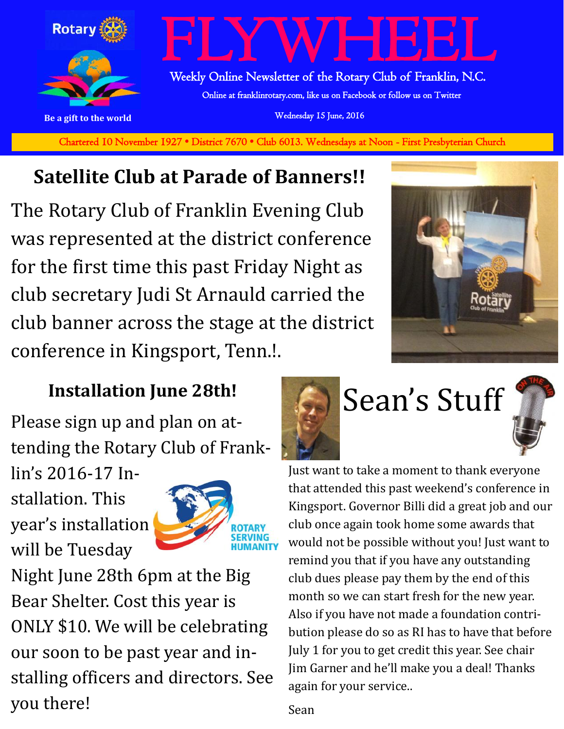# FLYWHEEL

Weekly Online Newsletter of the Rotary Club of Franklin, N.C.

Online at franklinrotary.com, like us on Facebook or follow us on Twitter

Wednesday 15 June, 2016

Be a gift to the world

Chartered 10 November 1927 • District 7670 • Club 6013. Wednesdays at Noon - First Presbyterian Church

## Satellite Club at Parade of Banners!!

The Rotary Club of Franklin Evening Club was represented at the district conference for the first time this past Friday Night as club secretary Judi St Arnauld carried the club banner across the stage at the district conference in Kingsport, Tenn.!.

## Installation June 28th!

Please sign up and plan on attending the Rotary Club of Franklin's 2016-17 Installation. This year's installation will be Tuesday Night June 28th 6pm at the Big Bear Shelter. Cost this year is ONLY $10. We will be celebrating our soon to be past year and installing officers and directors. See you there!

## Sean's Stuff

Just want to take a moment to thank everyone that attended this past weekend's conference in Kingsport. Governor Billi did a great job and our club once again took home some awards that would not be possible without you! Just want to remind you that if you have any outstanding club dues please pay them by the end of this month so we can start fresh for the new year. Also if you have not made a foundation contribution please do so as RI has to have that before July 1 for you to get credit this year. See chair Jim Garner and he'll make you a deal! Thanks again for your service..

Sean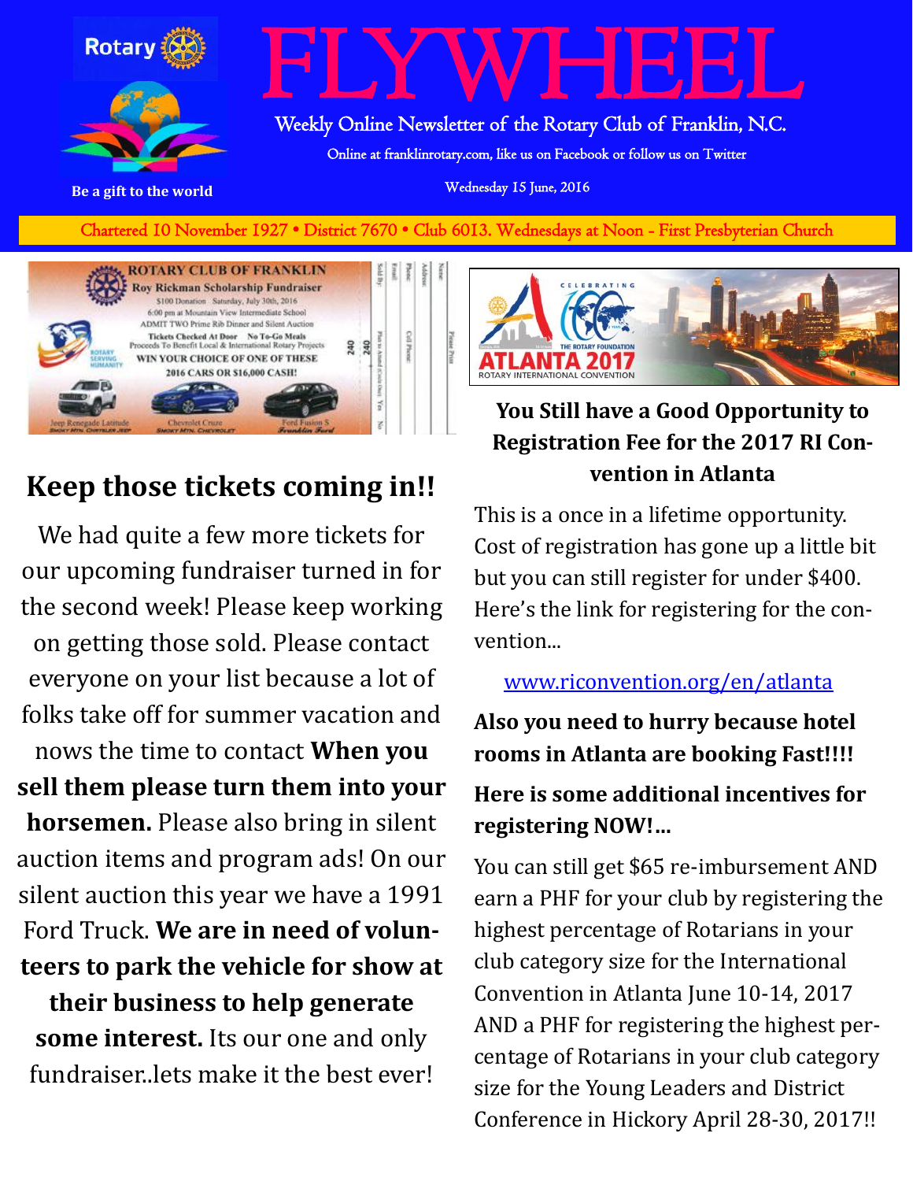# FLYWHEEL

Rotary

Be a gift to the world

Weekly Online Newsletter of the Rotary Club of Franklin, N.C.

Online at franklinrotary.com, like us on Facebook or follow us on Twitter

Wednesday 15 June, 2016

Chartered 10 November 1927 • District 7670 • Club 6013. Wednesdays at Noon - First Presbyterian Church

ROTARY CLUB OF FRANKLIN
Roy Rickman Scholarship Fundraiser
$100 Donation Saturday, July 30th, 2016
6:00 pm at Mountain View Intermediate School
ADMIT TWO Prime Rib Dinner and Silent Auction
Tickets Checked At Door No To-Go Meals
Proceeds To Benefit Local & International Rotary Projects
WIN YOUR CHOICE OF ONE OF THESE
2016 CARS OR $16,000 CASH!
Jeep Renegade Latitude — Chevrolet Cruze — Ford Fusion S

## Keep those tickets coming in!!

We had quite a few more tickets for our upcoming fundraiser turned in for the second week! Please keep working on getting those sold. Please contact everyone on your list because a lot of folks take off for summer vacation and nows the time to contact **When you sell them please turn them into your horsemen.** Please also bring in silent auction items and program ads! On our silent auction this year we have a 1991 Ford Truck. **We are in need of volunteers to park the vehicle for show at their business to help generate some interest.** Its our one and only fundraiser..lets make it the best ever!

CELEBRATING 100 THE ROTARY FOUNDATION
ATLANTA 2017
ROTARY INTERNATIONAL CONVENTION

### You Still have a Good Opportunity to Registration Fee for the 2017 RI Convention in Atlanta

This is a once in a lifetime opportunity. Cost of registration has gone up a little bit but you can still register for under $400. Here's the link for registering for the convention...

www.riconvention.org/en/atlanta

**Also you need to hurry because hotel rooms in Atlanta are booking Fast!!!!**

**Here is some additional incentives for registering NOW!...**

You can still get $65 re-imbursement AND earn a PHF for your club by registering the highest percentage of Rotarians in your club category size for the International Convention in Atlanta June 10-14, 2017 AND a PHF for registering the highest percentage of Rotarians in your club category size for the Young Leaders and District Conference in Hickory April 28-30, 2017!!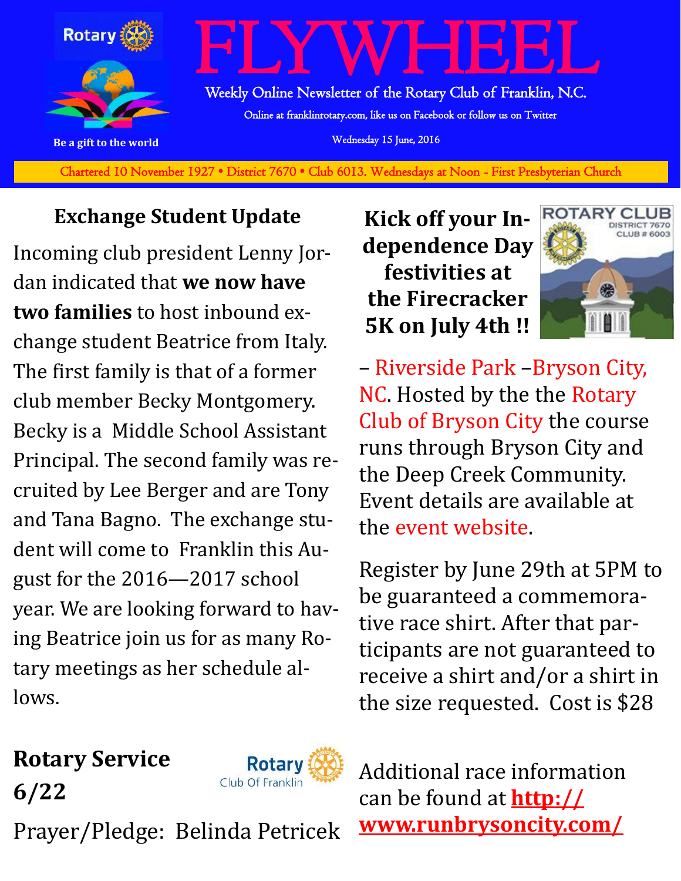# FLYWHEEL

Weekly Online Newsletter of the Rotary Club of Franklin, N.C.

Online at franklinrotary.com, like us on Facebook or follow us on Twitter

Wednesday 15 June, 2016

Be a gift to the world

Chartered 10 November 1927 • District 7670 • Club 6013. Wednesdays at Noon - First Presbyterian Church

## Exchange Student Update

Incoming club president Lenny Jordan indicated that **we now have two families** to host inbound exchange student Beatrice from Italy. The first family is that of a former club member Becky Montgomery. Becky is a Middle School Assistant Principal. The second family was recruited by Lee Berger and are Tony and Tana Bagno. The exchange student will come to Franklin this August for the 2016—2017 school year. We are looking forward to having Beatrice join us for as many Rotary meetings as her schedule allows.

## Rotary Service 6/22

Prayer/Pledge: Belinda Petricek

## Kick off your Independence Day festivities at the Firecracker 5K on July 4th !!

– Riverside Park –Bryson City, NC. Hosted by the the Rotary Club of Bryson City the course runs through Bryson City and the Deep Creek Community. Event details are available at the event website.

Register by June 29th at 5PM to be guaranteed a commemorative race shirt. After that participants are not guaranteed to receive a shirt and/or a shirt in the size requested. Cost is $28

Additional race information can be found at **http://www.runbrysoncity.com/**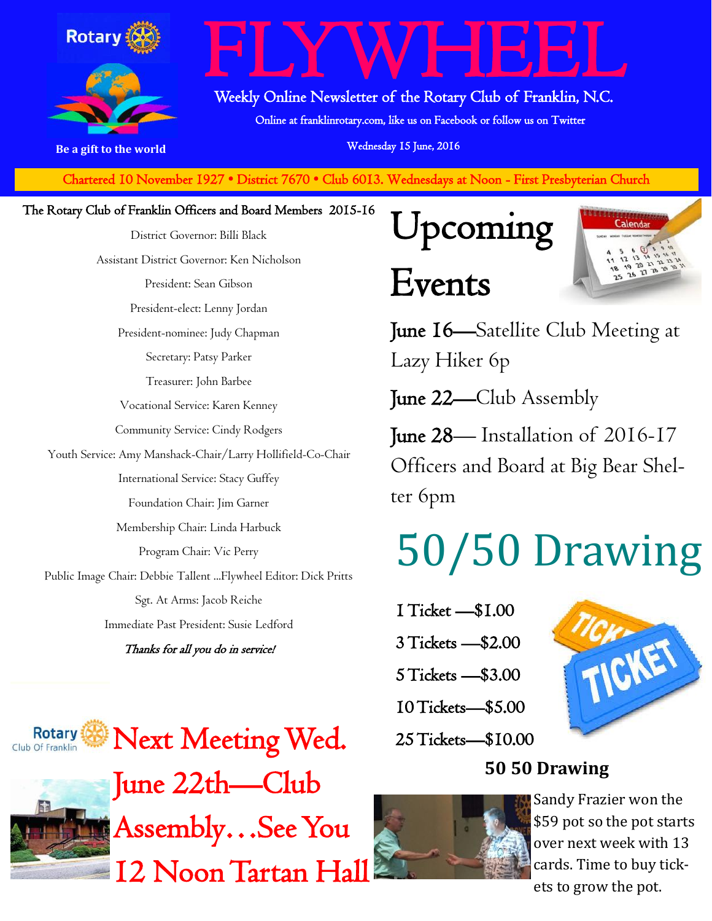Rotary

Be a gift to the world

# FLYWHEEL

Weekly Online Newsletter of the Rotary Club of Franklin, N.C.

Online at franklinrotary.com, like us on Facebook or follow us on Twitter

Wednesday 15 June, 2016

Chartered 10 November 1927 • District 7670 • Club 6013. Wednesdays at Noon - First Presbyterian Church

### The Rotary Club of Franklin Officers and Board Members 2015-16

District Governor: Billi Black

Assistant District Governor: Ken Nicholson

President: Sean Gibson

President-elect: Lenny Jordan

President-nominee: Judy Chapman

Secretary: Patsy Parker

Treasurer: John Barbee

Vocational Service: Karen Kenney

Community Service: Cindy Rodgers

Youth Service: Amy Manshack-Chair/Larry Hollifield-Co-Chair

International Service: Stacy Guffey

Foundation Chair: Jim Garner

Membership Chair: Linda Harbuck

Program Chair: Vic Perry

Public Image Chair: Debbie Tallent ...Flywheel Editor: Dick Pritts

Sgt. At Arms: Jacob Reiche

Immediate Past President: Susie Ledford

*Thanks for all you do in service!*

Rotary Club Of Franklin

## Next Meeting Wed. June 22th—Club Assembly…See You 12 Noon Tartan Hall

# Upcoming Events

**June 16**—Satellite Club Meeting at Lazy Hiker 6p

**June 22**—Club Assembly

**June 28**— Installation of 2016-17 Officers and Board at Big Bear Shelter 6pm

# 50/50 Drawing

1 Ticket —$1.00

3 Tickets —$2.00

5 Tickets —$3.00

10 Tickets—$5.00

25 Tickets—$10.00

**50 50 Drawing**

Sandy Frazier won the $59 pot so the pot starts over next week with 13 cards. Time to buy tickets to grow the pot.